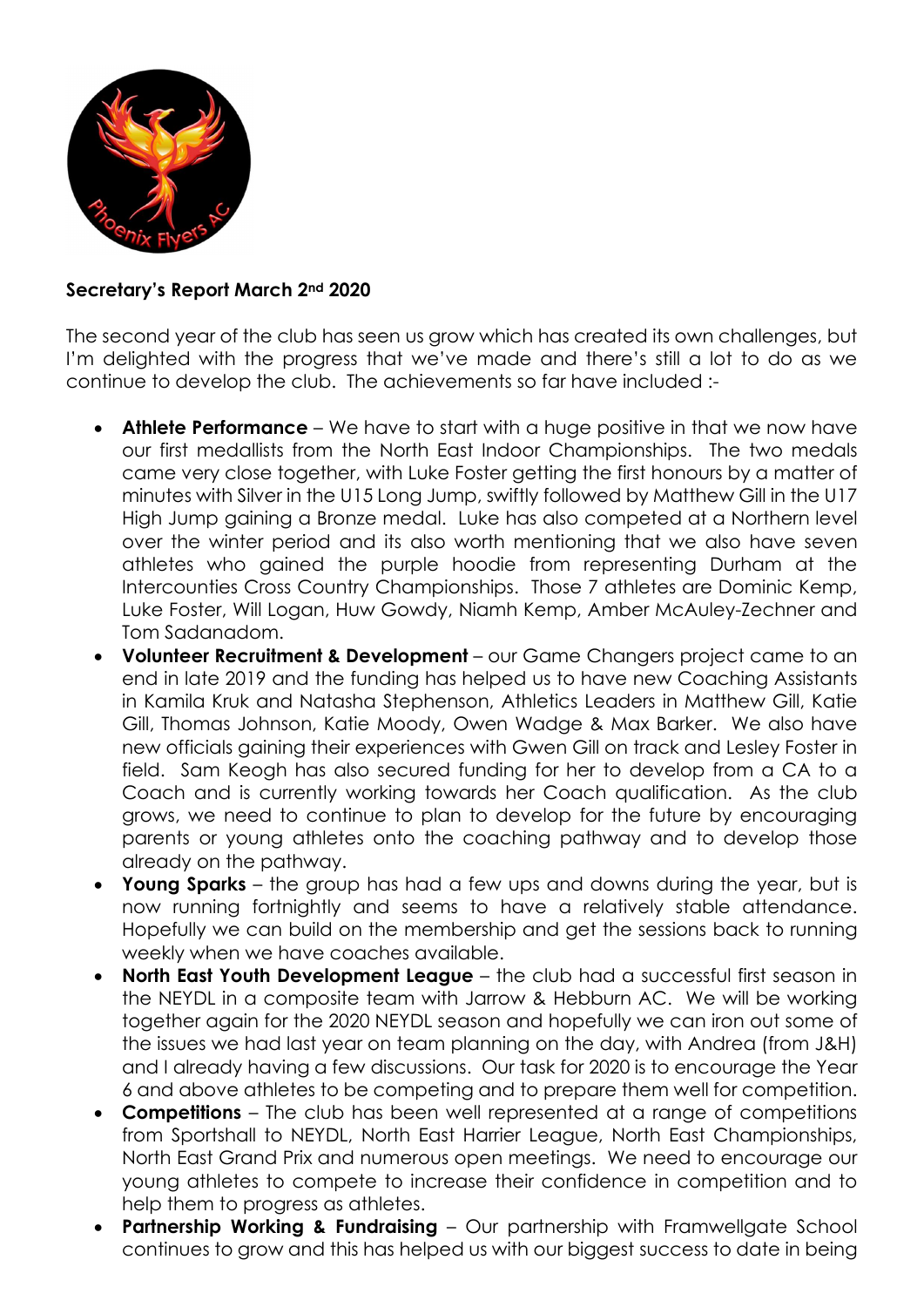**Secretary's Report March 2nd 2020**

The second year of the club has seen us grow which has created its own challenges, but I'm delighted with the progress that we've made and there's still a lot to do as we continue to develop the club. The achievements so far have included :-

- **Athlete Performance** – We have to start with a huge positive in that we now have our first medallists from the North East Indoor Championships. The two medals came very close together, with Luke Foster getting the first honours by a matter of minutes with Silver in the U15 Long Jump, swiftly followed by Matthew Gill in the U17 High Jump gaining a Bronze medal. Luke has also competed at a Northern level over the winter period and its also worth mentioning that we also have seven athletes who gained the purple hoodie from representing Durham at the Intercounties Cross Country Championships. Those 7 athletes are Dominic Kemp, Luke Foster, Will Logan, Huw Gowdy, Niamh Kemp, Amber McAuley-Zechner and Tom Sadanadom.
- **Volunteer Recruitment & Development** – our Game Changers project came to an end in late 2019 and the funding has helped us to have new Coaching Assistants in Kamila Kruk and Natasha Stephenson, Athletics Leaders in Matthew Gill, Katie Gill, Thomas Johnson, Katie Moody, Owen Wadge & Max Barker. We also have new officials gaining their experiences with Gwen Gill on track and Lesley Foster in field. Sam Keogh has also secured funding for her to develop from a CA to a Coach and is currently working towards her Coach qualification. As the club grows, we need to continue to plan to develop for the future by encouraging parents or young athletes onto the coaching pathway and to develop those already on the pathway.
- **Young Sparks** – the group has had a few ups and downs during the year, but is now running fortnightly and seems to have a relatively stable attendance. Hopefully we can build on the membership and get the sessions back to running weekly when we have coaches available.
- **North East Youth Development League** – the club had a successful first season in the NEYDL in a composite team with Jarrow & Hebburn AC. We will be working together again for the 2020 NEYDL season and hopefully we can iron out some of the issues we had last year on team planning on the day, with Andrea (from J&H) and I already having a few discussions. Our task for 2020 is to encourage the Year 6 and above athletes to be competing and to prepare them well for competition.
- **Competitions** – The club has been well represented at a range of competitions from Sportshall to NEYDL, North East Harrier League, North East Championships, North East Grand Prix and numerous open meetings. We need to encourage our young athletes to compete to increase their confidence in competition and to help them to progress as athletes.
- **Partnership Working & Fundraising** – Our partnership with Framwellgate School continues to grow and this has helped us with our biggest success to date in being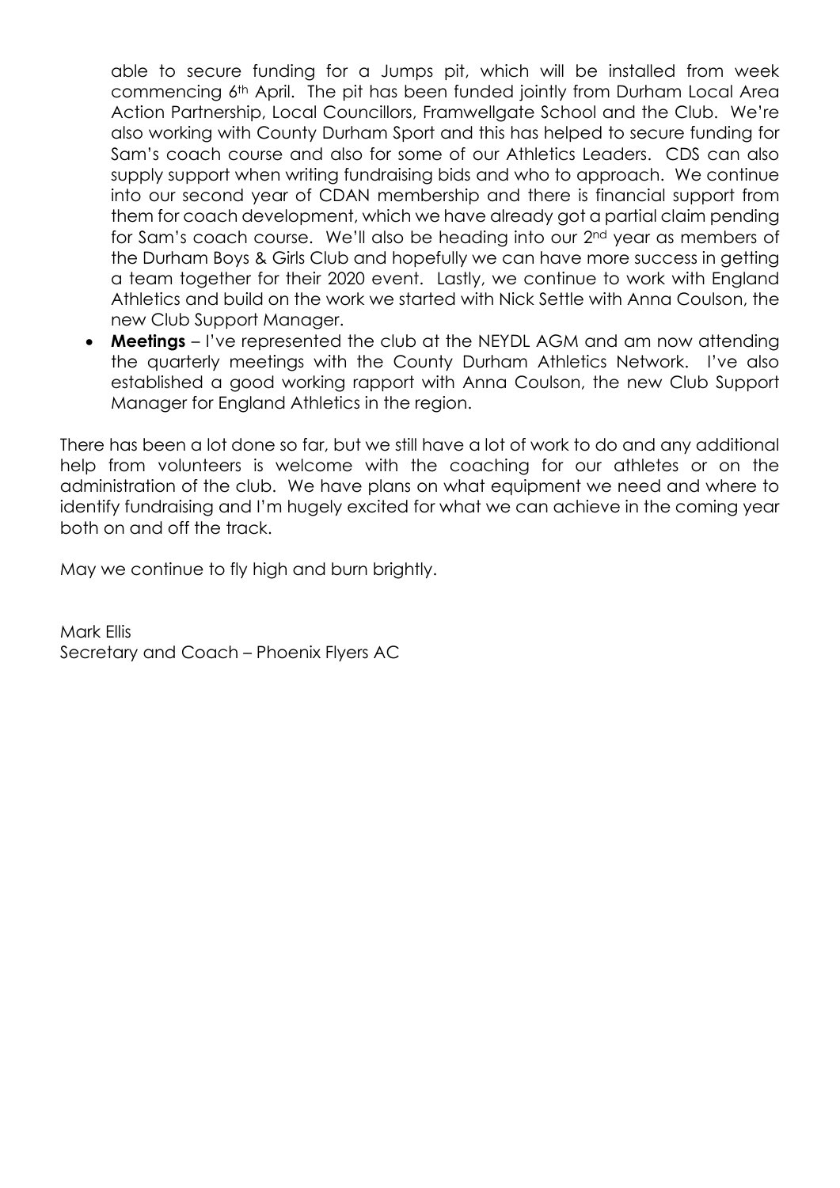able to secure funding for a Jumps pit, which will be installed from week commencing 6th April. The pit has been funded jointly from Durham Local Area Action Partnership, Local Councillors, Framwellgate School and the Club. We're also working with County Durham Sport and this has helped to secure funding for Sam's coach course and also for some of our Athletics Leaders. CDS can also supply support when writing fundraising bids and who to approach. We continue into our second year of CDAN membership and there is financial support from them for coach development, which we have already got a partial claim pending for Sam's coach course. We'll also be heading into our 2nd year as members of the Durham Boys & Girls Club and hopefully we can have more success in getting a team together for their 2020 event. Lastly, we continue to work with England Athletics and build on the work we started with Nick Settle with Anna Coulson, the new Club Support Manager.

- **Meetings** – I've represented the club at the NEYDL AGM and am now attending the quarterly meetings with the County Durham Athletics Network. I've also established a good working rapport with Anna Coulson, the new Club Support Manager for England Athletics in the region.

There has been a lot done so far, but we still have a lot of work to do and any additional help from volunteers is welcome with the coaching for our athletes or on the administration of the club. We have plans on what equipment we need and where to identify fundraising and I'm hugely excited for what we can achieve in the coming year both on and off the track.

May we continue to fly high and burn brightly.

Mark Ellis
Secretary and Coach – Phoenix Flyers AC